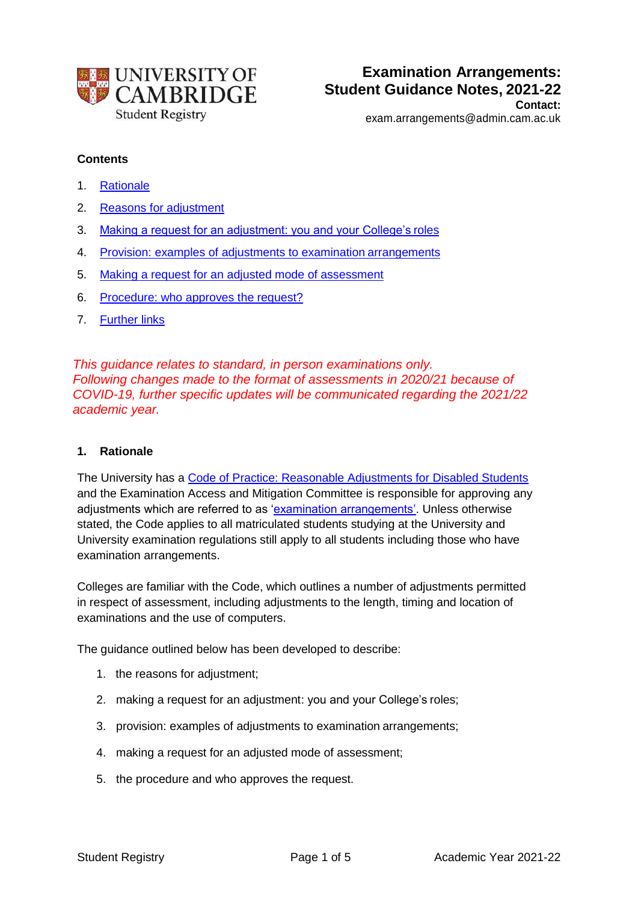UNIVERSITY OF CAMBRIDGE
Student Registry

# Examination Arrangements: Student Guidance Notes, 2021-22

**Contact:**
exam.arrangements@admin.cam.ac.uk

**Contents**

1. Rationale
2. Reasons for adjustment
3. Making a request for an adjustment: you and your College's roles
4. Provision: examples of adjustments to examination arrangements
5. Making a request for an adjusted mode of assessment
6. Procedure: who approves the request?
7. Further links

*This guidance relates to standard, in person examinations only.*
*Following changes made to the format of assessments in 2020/21 because of COVID-19, further specific updates will be communicated regarding the 2021/22 academic year.*

## 1. Rationale

The University has a Code of Practice: Reasonable Adjustments for Disabled Students and the Examination Access and Mitigation Committee is responsible for approving any adjustments which are referred to as 'examination arrangements'. Unless otherwise stated, the Code applies to all matriculated students studying at the University and University examination regulations still apply to all students including those who have examination arrangements.

Colleges are familiar with the Code, which outlines a number of adjustments permitted in respect of assessment, including adjustments to the length, timing and location of examinations and the use of computers.

The guidance outlined below has been developed to describe:

1. the reasons for adjustment;
2. making a request for an adjustment: you and your College's roles;
3. provision: examples of adjustments to examination arrangements;
4. making a request for an adjusted mode of assessment;
5. the procedure and who approves the request.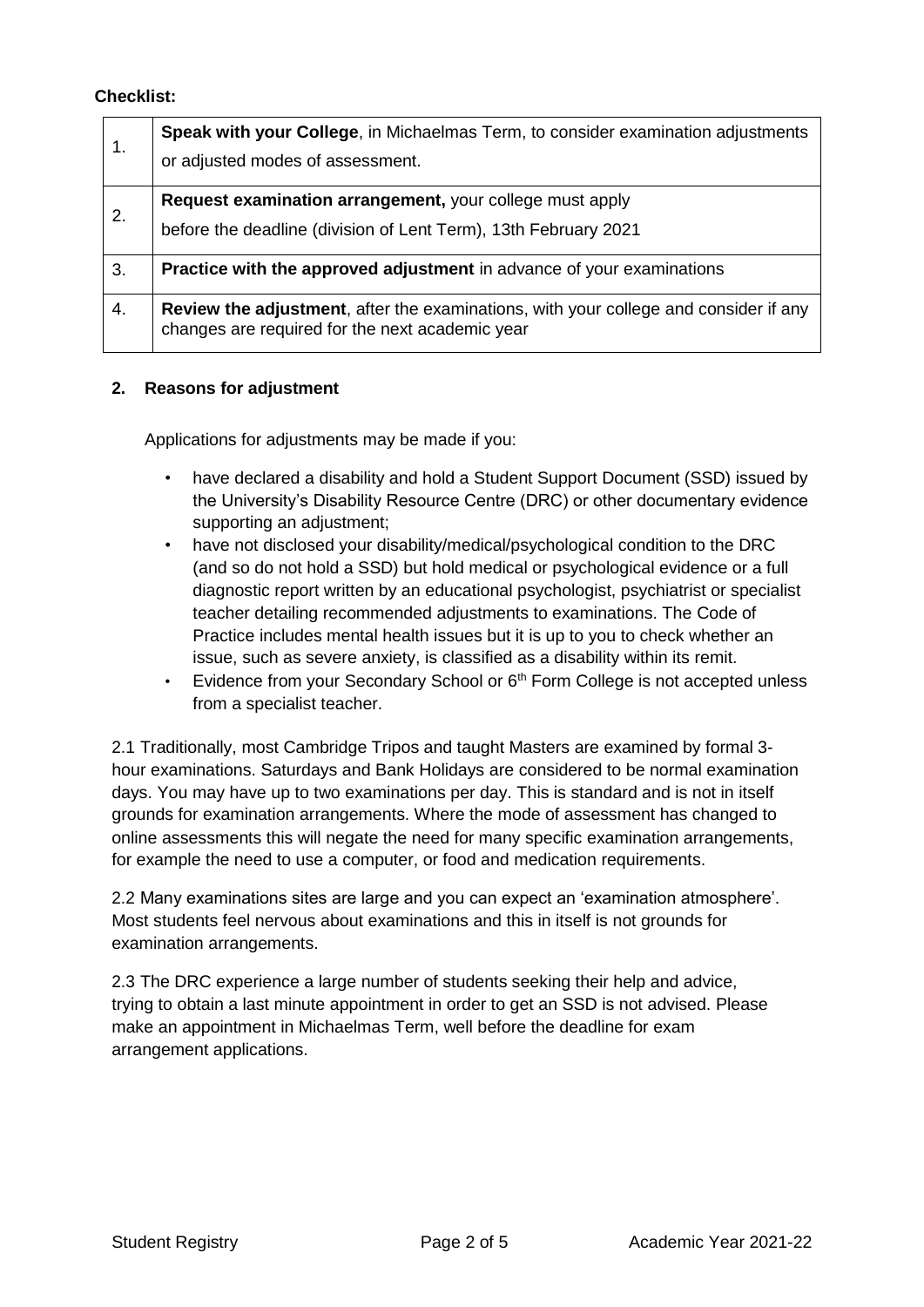**Checklist:**

| | |
|---|---|
| 1. | **Speak with your College**, in Michaelmas Term, to consider examination adjustments or adjusted modes of assessment. |
| 2. | **Request examination arrangement,** your college must apply before the deadline (division of Lent Term), 13th February 2021 |
| 3. | **Practice with the approved adjustment** in advance of your examinations |
| 4. | **Review the adjustment**, after the examinations, with your college and consider if any changes are required for the next academic year |

## 2. Reasons for adjustment

Applications for adjustments may be made if you:

- have declared a disability and hold a Student Support Document (SSD) issued by the University's Disability Resource Centre (DRC) or other documentary evidence supporting an adjustment;
- have not disclosed your disability/medical/psychological condition to the DRC (and so do not hold a SSD) but hold medical or psychological evidence or a full diagnostic report written by an educational psychologist, psychiatrist or specialist teacher detailing recommended adjustments to examinations. The Code of Practice includes mental health issues but it is up to you to check whether an issue, such as severe anxiety, is classified as a disability within its remit.
- Evidence from your Secondary School or 6th Form College is not accepted unless from a specialist teacher.

2.1 Traditionally, most Cambridge Tripos and taught Masters are examined by formal 3-hour examinations. Saturdays and Bank Holidays are considered to be normal examination days. You may have up to two examinations per day. This is standard and is not in itself grounds for examination arrangements. Where the mode of assessment has changed to online assessments this will negate the need for many specific examination arrangements, for example the need to use a computer, or food and medication requirements.

2.2 Many examinations sites are large and you can expect an 'examination atmosphere'. Most students feel nervous about examinations and this in itself is not grounds for examination arrangements.

2.3 The DRC experience a large number of students seeking their help and advice, trying to obtain a last minute appointment in order to get an SSD is not advised. Please make an appointment in Michaelmas Term, well before the deadline for exam arrangement applications.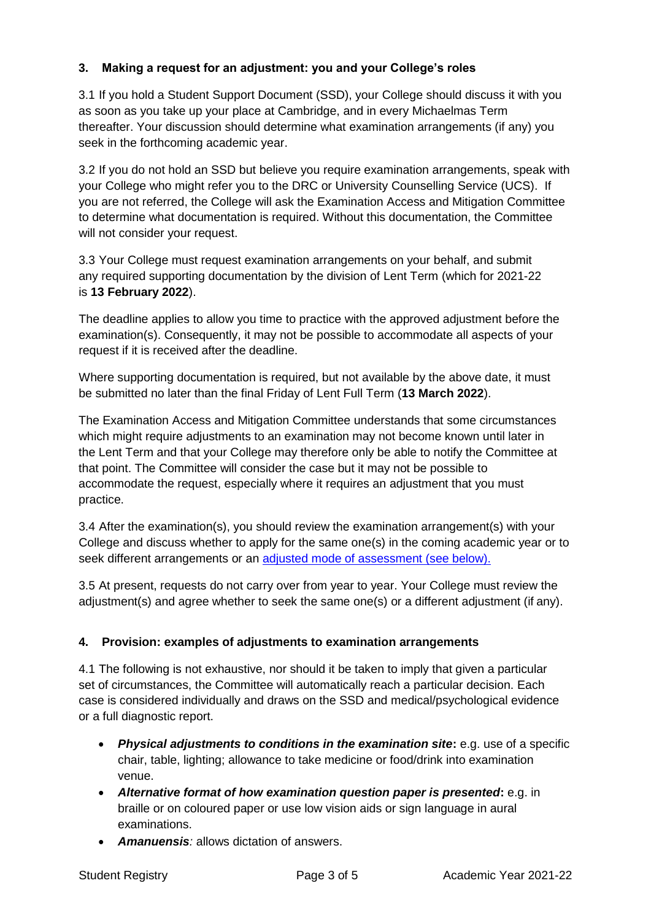## 3. Making a request for an adjustment: you and your College's roles

3.1 If you hold a Student Support Document (SSD), your College should discuss it with you as soon as you take up your place at Cambridge, and in every Michaelmas Term thereafter. Your discussion should determine what examination arrangements (if any) you seek in the forthcoming academic year.

3.2 If you do not hold an SSD but believe you require examination arrangements, speak with your College who might refer you to the DRC or University Counselling Service (UCS). If you are not referred, the College will ask the Examination Access and Mitigation Committee to determine what documentation is required. Without this documentation, the Committee will not consider your request.

3.3 Your College must request examination arrangements on your behalf, and submit any required supporting documentation by the division of Lent Term (which for 2021-22 is **13 February 2022**).

The deadline applies to allow you time to practice with the approved adjustment before the examination(s). Consequently, it may not be possible to accommodate all aspects of your request if it is received after the deadline.

Where supporting documentation is required, but not available by the above date, it must be submitted no later than the final Friday of Lent Full Term (**13 March 2022**).

The Examination Access and Mitigation Committee understands that some circumstances which might require adjustments to an examination may not become known until later in the Lent Term and that your College may therefore only be able to notify the Committee at that point. The Committee will consider the case but it may not be possible to accommodate the request, especially where it requires an adjustment that you must practice.

3.4 After the examination(s), you should review the examination arrangement(s) with your College and discuss whether to apply for the same one(s) in the coming academic year or to seek different arrangements or an adjusted mode of assessment (see below).

3.5 At present, requests do not carry over from year to year. Your College must review the adjustment(s) and agree whether to seek the same one(s) or a different adjustment (if any).

## 4. Provision: examples of adjustments to examination arrangements

4.1 The following is not exhaustive, nor should it be taken to imply that given a particular set of circumstances, the Committee will automatically reach a particular decision. Each case is considered individually and draws on the SSD and medical/psychological evidence or a full diagnostic report.

- ***Physical adjustments to conditions in the examination site*:** e.g. use of a specific chair, table, lighting; allowance to take medicine or food/drink into examination venue.
- ***Alternative format of how examination question paper is presented*:** e.g. in braille or on coloured paper or use low vision aids or sign language in aural examinations.
- ***Amanuensis**:* allows dictation of answers.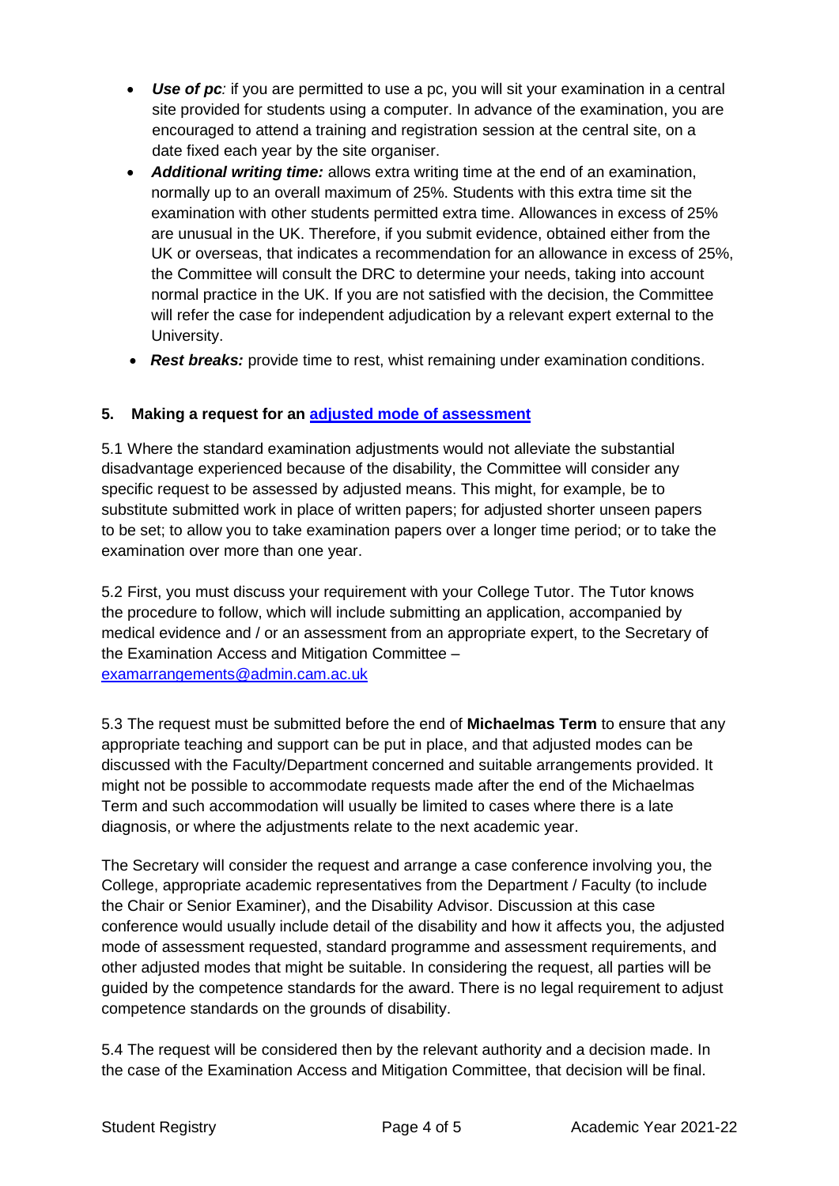- ***Use of pc**:* if you are permitted to use a pc, you will sit your examination in a central site provided for students using a computer. In advance of the examination, you are encouraged to attend a training and registration session at the central site, on a date fixed each year by the site organiser.
- ***Additional writing time:*** allows extra writing time at the end of an examination, normally up to an overall maximum of 25%. Students with this extra time sit the examination with other students permitted extra time. Allowances in excess of 25% are unusual in the UK. Therefore, if you submit evidence, obtained either from the UK or overseas, that indicates a recommendation for an allowance in excess of 25%, the Committee will consult the DRC to determine your needs, taking into account normal practice in the UK. If you are not satisfied with the decision, the Committee will refer the case for independent adjudication by a relevant expert external to the University.
- ***Rest breaks:*** provide time to rest, whist remaining under examination conditions.

### 5. Making a request for an adjusted mode of assessment

5.1 Where the standard examination adjustments would not alleviate the substantial disadvantage experienced because of the disability, the Committee will consider any specific request to be assessed by adjusted means. This might, for example, be to substitute submitted work in place of written papers; for adjusted shorter unseen papers to be set; to allow you to take examination papers over a longer time period; or to take the examination over more than one year.

5.2 First, you must discuss your requirement with your College Tutor. The Tutor knows the procedure to follow, which will include submitting an application, accompanied by medical evidence and / or an assessment from an appropriate expert, to the Secretary of the Examination Access and Mitigation Committee – examarrangements@admin.cam.ac.uk

5.3 The request must be submitted before the end of **Michaelmas Term** to ensure that any appropriate teaching and support can be put in place, and that adjusted modes can be discussed with the Faculty/Department concerned and suitable arrangements provided. It might not be possible to accommodate requests made after the end of the Michaelmas Term and such accommodation will usually be limited to cases where there is a late diagnosis, or where the adjustments relate to the next academic year.

The Secretary will consider the request and arrange a case conference involving you, the College, appropriate academic representatives from the Department / Faculty (to include the Chair or Senior Examiner), and the Disability Advisor. Discussion at this case conference would usually include detail of the disability and how it affects you, the adjusted mode of assessment requested, standard programme and assessment requirements, and other adjusted modes that might be suitable. In considering the request, all parties will be guided by the competence standards for the award. There is no legal requirement to adjust competence standards on the grounds of disability.

5.4 The request will be considered then by the relevant authority and a decision made. In the case of the Examination Access and Mitigation Committee, that decision will be final.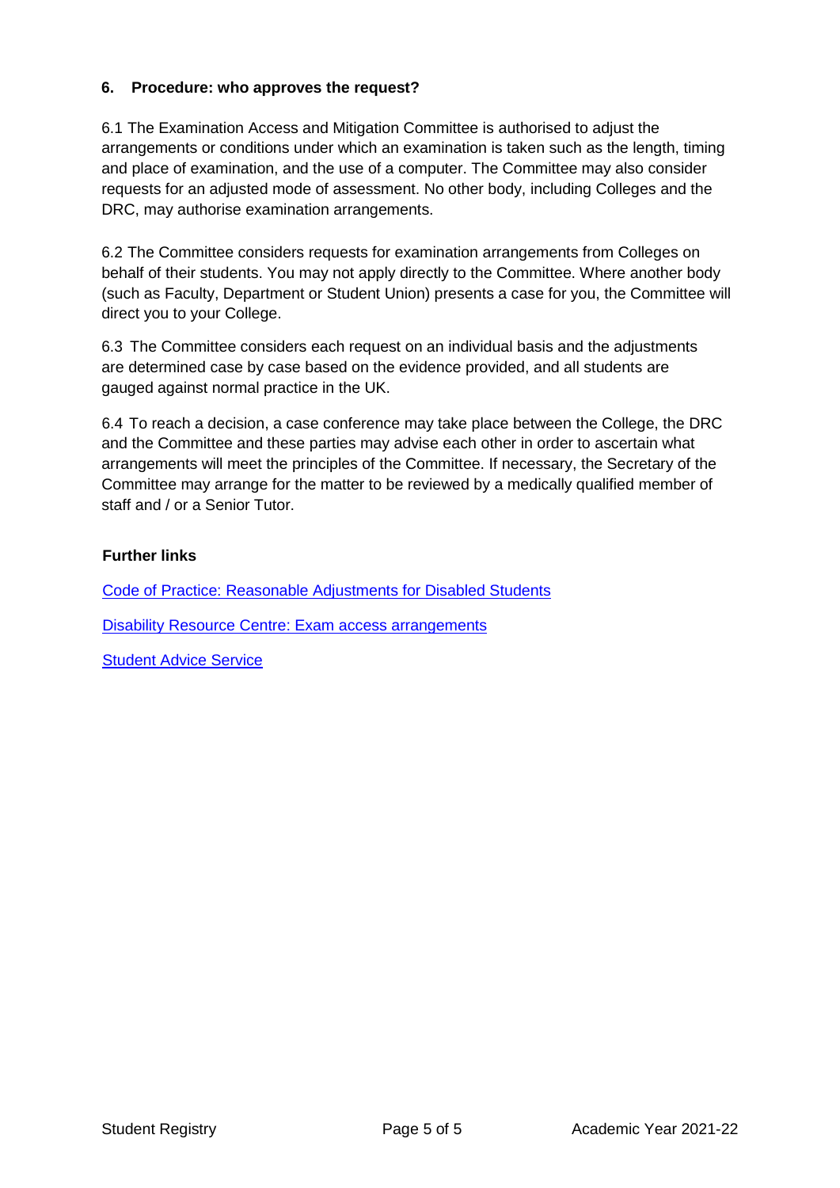## 6. Procedure: who approves the request?

6.1 The Examination Access and Mitigation Committee is authorised to adjust the arrangements or conditions under which an examination is taken such as the length, timing and place of examination, and the use of a computer. The Committee may also consider requests for an adjusted mode of assessment. No other body, including Colleges and the DRC, may authorise examination arrangements.

6.2 The Committee considers requests for examination arrangements from Colleges on behalf of their students. You may not apply directly to the Committee. Where another body (such as Faculty, Department or Student Union) presents a case for you, the Committee will direct you to your College.

6.3 The Committee considers each request on an individual basis and the adjustments are determined case by case based on the evidence provided, and all students are gauged against normal practice in the UK.

6.4 To reach a decision, a case conference may take place between the College, the DRC and the Committee and these parties may advise each other in order to ascertain what arrangements will meet the principles of the Committee. If necessary, the Secretary of the Committee may arrange for the matter to be reviewed by a medically qualified member of staff and / or a Senior Tutor.

**Further links**

Code of Practice: Reasonable Adjustments for Disabled Students

Disability Resource Centre: Exam access arrangements

Student Advice Service